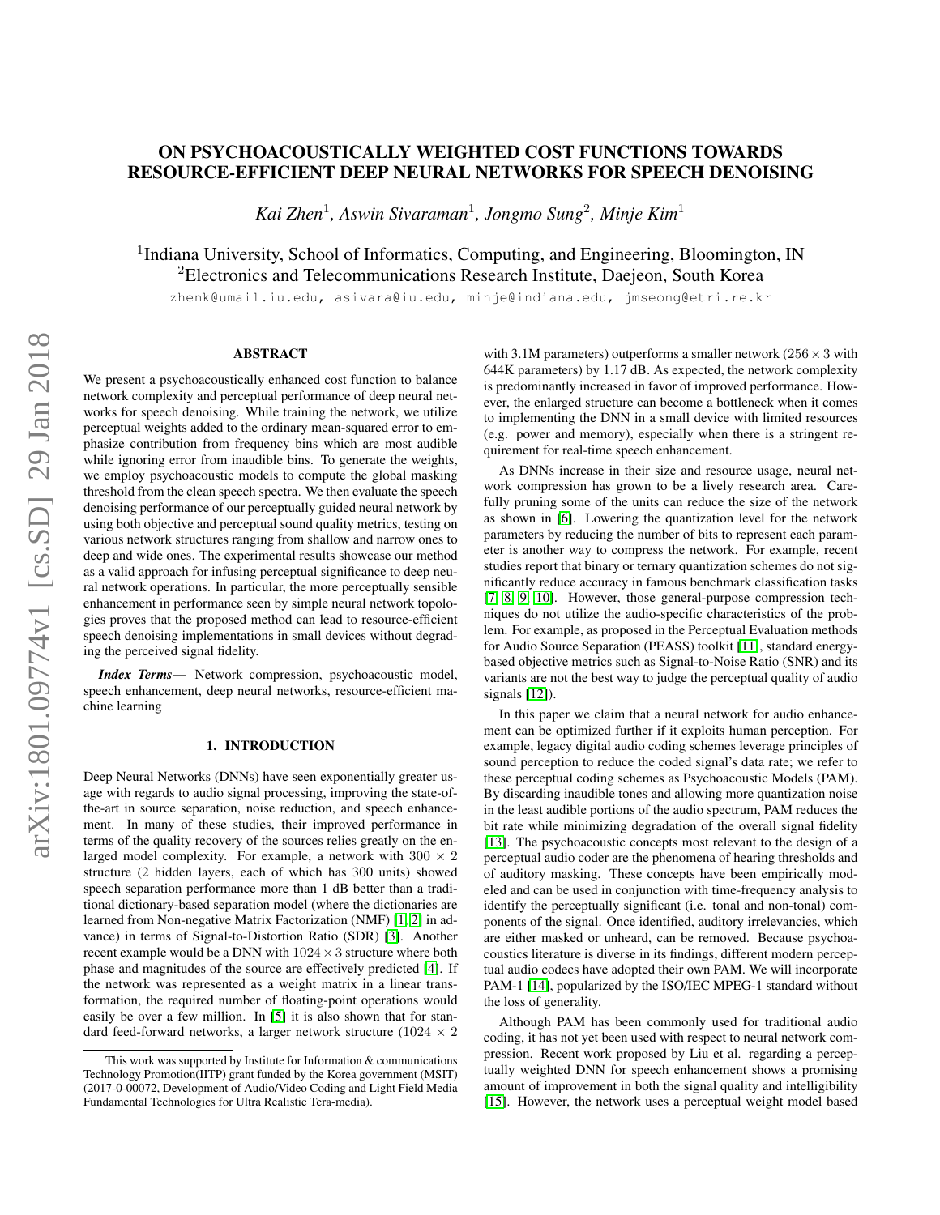# ON PSYCHOACOUSTICALLY WEIGHTED COST FUNCTIONS TOWARDS RESOURCE-EFFICIENT DEEP NEURAL NETWORKS FOR SPEECH DENOISING

*Kai Zhen*[1], *Aswin Sivaraman*[1], *Jongmo Sung*[2], *Minje Kim*[1]

[1]Indiana University, School of Informatics, Computing, and Engineering, Bloomington, IN
[2]Electronics and Telecommunications Research Institute, Daejeon, South Korea

zhenk@umail.iu.edu, asivara@iu.edu, minje@indiana.edu, jmseong@etri.re.kr

## ABSTRACT

We present a psychoacoustically enhanced cost function to balance network complexity and perceptual performance of deep neural networks for speech denoising. While training the network, we utilize perceptual weights added to the ordinary mean-squared error to emphasize contribution from frequency bins which are most audible while ignoring error from inaudible bins. To generate the weights, we employ psychoacoustic models to compute the global masking threshold from the clean speech spectra. We then evaluate the speech denoising performance of our perceptually guided neural network by using both objective and perceptual sound quality metrics, testing on various network structures ranging from shallow and narrow ones to deep and wide ones. The experimental results showcase our method as a valid approach for infusing perceptual significance to deep neural network operations. In particular, the more perceptually sensible enhancement in performance seen by simple neural network topologies proves that the proposed method can lead to resource-efficient speech denoising implementations in small devices without degrading the perceived signal fidelity.

***Index Terms*—** Network compression, psychoacoustic model, speech enhancement, deep neural networks, resource-efficient machine learning

## 1. INTRODUCTION

Deep Neural Networks (DNNs) have seen exponentially greater usage with regards to audio signal processing, improving the state-of-the-art in source separation, noise reduction, and speech enhancement. In many of these studies, their improved performance in terms of the quality recovery of the sources relies greatly on the enlarged model complexity. For example, a network with $300 \times 2$ structure (2 hidden layers, each of which has 300 units) showed speech separation performance more than 1 dB better than a traditional dictionary-based separation model (where the dictionaries are learned from Non-negative Matrix Factorization (NMF) [1, 2] in advance) in terms of Signal-to-Distortion Ratio (SDR) [3]. Another recent example would be a DNN with $1024 \times 3$ structure where both phase and magnitudes of the source are effectively predicted [4]. If the network was represented as a weight matrix in a linear transformation, the required number of floating-point operations would easily be over a few million. In [5] it is also shown that for standard feed-forward networks, a larger network structure ($1024 \times 2$ with 3.1M parameters) outperforms a smaller network ($256 \times 3$ with 644K parameters) by 1.17 dB. As expected, the network complexity is predominantly increased in favor of improved performance. However, the enlarged structure can become a bottleneck when it comes to implementing the DNN in a small device with limited resources (e.g. power and memory), especially when there is a stringent requirement for real-time speech enhancement.

As DNNs increase in their size and resource usage, neural network compression has grown to be a lively research area. Carefully pruning some of the units can reduce the size of the network as shown in [6]. Lowering the quantization level for the network parameters by reducing the number of bits to represent each parameter is another way to compress the network. For example, recent studies report that binary or ternary quantization schemes do not significantly reduce accuracy in famous benchmark classification tasks [7, 8, 9, 10]. However, those general-purpose compression techniques do not utilize the audio-specific characteristics of the problem. For example, as proposed in the Perceptual Evaluation methods for Audio Source Separation (PEASS) toolkit [11], standard energy-based objective metrics such as Signal-to-Noise Ratio (SNR) and its variants are not the best way to judge the perceptual quality of audio signals [12]).

In this paper we claim that a neural network for audio enhancement can be optimized further if it exploits human perception. For example, legacy digital audio coding schemes leverage principles of sound perception to reduce the coded signal's data rate; we refer to these perceptual coding schemes as Psychoacoustic Models (PAM). By discarding inaudible tones and allowing more quantization noise in the least audible portions of the audio spectrum, PAM reduces the bit rate while minimizing degradation of the overall signal fidelity [13]. The psychoacoustic concepts most relevant to the design of a perceptual audio coder are the phenomena of hearing thresholds and of auditory masking. These concepts have been empirically modeled and can be used in conjunction with time-frequency analysis to identify the perceptually significant (i.e. tonal and non-tonal) components of the signal. Once identified, auditory irrelevancies, which are either masked or unheard, can be removed. Because psychoacoustics literature is diverse in its findings, different modern perceptual audio codecs have adopted their own PAM. We will incorporate PAM-1 [14], popularized by the ISO/IEC MPEG-1 standard without the loss of generality.

Although PAM has been commonly used for traditional audio coding, it has not yet been used with respect to neural network compression. Recent work proposed by Liu et al. regarding a perceptually weighted DNN for speech enhancement shows a promising amount of improvement in both the signal quality and intelligibility [15]. However, the network uses a perceptual weight model based

This work was supported by Institute for Information & communications Technology Promotion(IITP) grant funded by the Korea government (MSIT) (2017-0-00072, Development of Audio/Video Coding and Light Field Media Fundamental Technologies for Ultra Realistic Tera-media).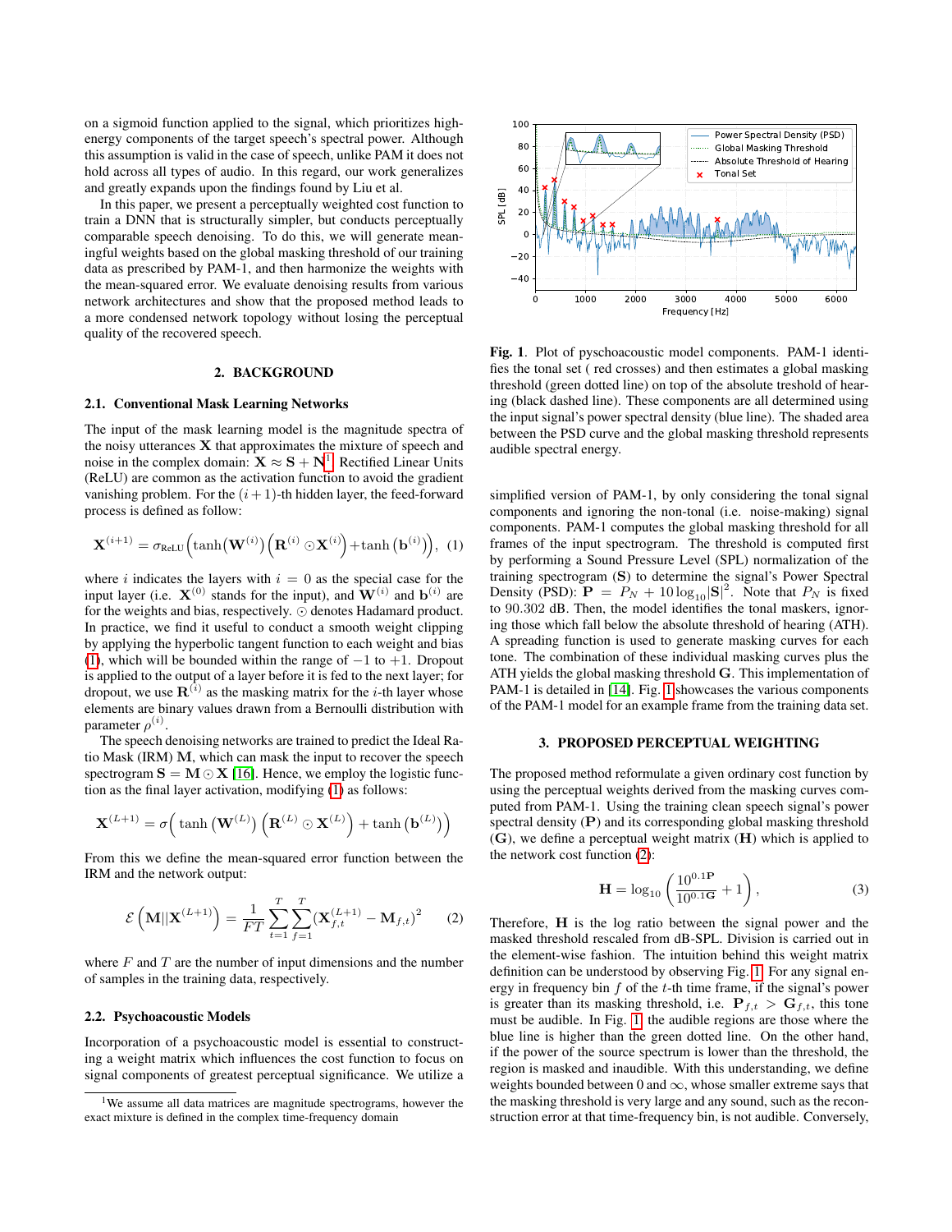on a sigmoid function applied to the signal, which prioritizes high-energy components of the target speech's spectral power. Although this assumption is valid in the case of speech, unlike PAM it does not hold across all types of audio. In this regard, our work generalizes and greatly expands upon the findings found by Liu et al.

In this paper, we present a perceptually weighted cost function to train a DNN that is structurally simpler, but conducts perceptually comparable speech denoising. To do this, we will generate meaningful weights based on the global masking threshold of our training data as prescribed by PAM-1, and then harmonize the weights with the mean-squared error. We evaluate denoising results from various network architectures and show that the proposed method leads to a more condensed network topology without losing the perceptual quality of the recovered speech.

## 2. BACKGROUND

### 2.1. Conventional Mask Learning Networks

The input of the mask learning model is the magnitude spectra of the noisy utterances $\mathbf{X}$ that approximates the mixture of speech and noise in the complex domain: $\mathbf{X} \approx \mathbf{S} + \mathbf{N}$[1]. Rectified Linear Units (ReLU) are common as the activation function to avoid the gradient vanishing problem. For the $(i+1)$-th hidden layer, the feed-forward process is defined as follow:

$$\mathbf{X}^{(i+1)} = \sigma_{\text{ReLU}}\Big(\tanh\big(\mathbf{W}^{(i)}\big)\Big(\mathbf{R}^{(i)} \odot \mathbf{X}^{(i)}\Big) + \tanh\big(\mathbf{b}^{(i)}\big)\Big), \quad (1)$$

where $i$ indicates the layers with $i = 0$ as the special case for the input layer (i.e. $\mathbf{X}^{(0)}$ stands for the input), and $\mathbf{W}^{(i)}$ and $\mathbf{b}^{(i)}$ are for the weights and bias, respectively. $\odot$ denotes Hadamard product. In practice, we find it useful to conduct a smooth weight clipping by applying the hyperbolic tangent function to each weight and bias (1), which will be bounded within the range of $-1$ to $+1$. Dropout is applied to the output of a layer before it is fed to the next layer; for dropout, we use $\mathbf{R}^{(i)}$ as the masking matrix for the $i$-th layer whose elements are binary values drawn from a Bernoulli distribution with parameter $\rho^{(i)}$.

The speech denoising networks are trained to predict the Ideal Ratio Mask (IRM) $\mathbf{M}$, which can mask the input to recover the speech spectrogram $\mathbf{S} = \mathbf{M} \odot \mathbf{X}$ [16]. Hence, we employ the logistic function as the final layer activation, modifying (1) as follows:

$$\mathbf{X}^{(L+1)} = \sigma\Big(\tanh\big(\mathbf{W}^{(L)}\big)\Big(\mathbf{R}^{(L)} \odot \mathbf{X}^{(L)}\Big) + \tanh\big(\mathbf{b}^{(L)}\big)\Big)$$

From this we define the mean-squared error function between the IRM and the network output:

$$\mathcal{E}\left(\mathbf{M}||\mathbf{X}^{(L+1)}\right) = \frac{1}{FT}\sum_{t=1}^{T}\sum_{f=1}^{T}(\mathbf{X}_{f,t}^{(L+1)} - \mathbf{M}_{f,t})^2 \quad (2)$$

where $F$ and $T$ are the number of input dimensions and the number of samples in the training data, respectively.

### 2.2. Psychoacoustic Models

Incorporation of a psychoacoustic model is essential to constructing a weight matrix which influences the cost function to focus on signal components of greatest perceptual significance. We utilize a simplified version of PAM-1, by only considering the tonal signal components and ignoring the non-tonal (i.e. noise-masking) signal components. PAM-1 computes the global masking threshold for all frames of the input spectrogram. The threshold is computed first by performing a Sound Pressure Level (SPL) normalization of the training spectrogram ($\mathbf{S}$) to determine the signal's Power Spectral Density (PSD): $\mathbf{P} = P_N + 10\log_{10}|\mathbf{S}|^2$. Note that $P_N$ is fixed to 90.302 dB. Then, the model identifies the tonal maskers, ignoring those which fall below the absolute threshold of hearing (ATH). A spreading function is used to generate masking curves for each tone. The combination of these individual masking curves plus the ATH yields the global masking threshold $\mathbf{G}$. This implementation of PAM-1 is detailed in [14]. Fig. 1 showcases the various components of the PAM-1 model for an example frame from the training data set.

[1] We assume all data matrices are magnitude spectrograms, however the exact mixture is defined in the complex time-frequency domain

**Fig. 1**. Plot of pyschoacoustic model components. PAM-1 identifies the tonal set ( red crosses) and then estimates a global masking threshold (green dotted line) on top of the absolute treshold of hearing (black dashed line). These components are all determined using the input signal's power spectral density (blue line). The shaded area between the PSD curve and the global masking threshold represents audible spectral energy.

## 3. PROPOSED PERCEPTUAL WEIGHTING

The proposed method reformulate a given ordinary cost function by using the perceptual weights derived from the masking curves computed from PAM-1. Using the training clean speech signal's power spectral density ($\mathbf{P}$) and its corresponding global masking threshold ($\mathbf{G}$), we define a perceptual weight matrix ($\mathbf{H}$) which is applied to the network cost function (2):

$$\mathbf{H} = \log_{10}\left(\frac{10^{0.1\mathbf{P}}}{10^{0.1\mathbf{G}}} + 1\right), \quad (3)$$

Therefore, $\mathbf{H}$ is the log ratio between the signal power and the masked threshold rescaled from dB-SPL. Division is carried out in the element-wise fashion. The intuition behind this weight matrix definition can be understood by observing Fig. 1. For any signal energy in frequency bin $f$ of the $t$-th time frame, if the signal's power is greater than its masking threshold, i.e. $\mathbf{P}_{f,t} > \mathbf{G}_{f,t}$, this tone must be audible. In Fig. 1, the audible regions are those where the blue line is higher than the green dotted line. On the other hand, if the power of the source spectrum is lower than the threshold, the region is masked and inaudible. With this understanding, we define weights bounded between 0 and $\infty$, whose smaller extreme says that the masking threshold is very large and any sound, such as the reconstruction error at that time-frequency bin, is not audible. Conversely,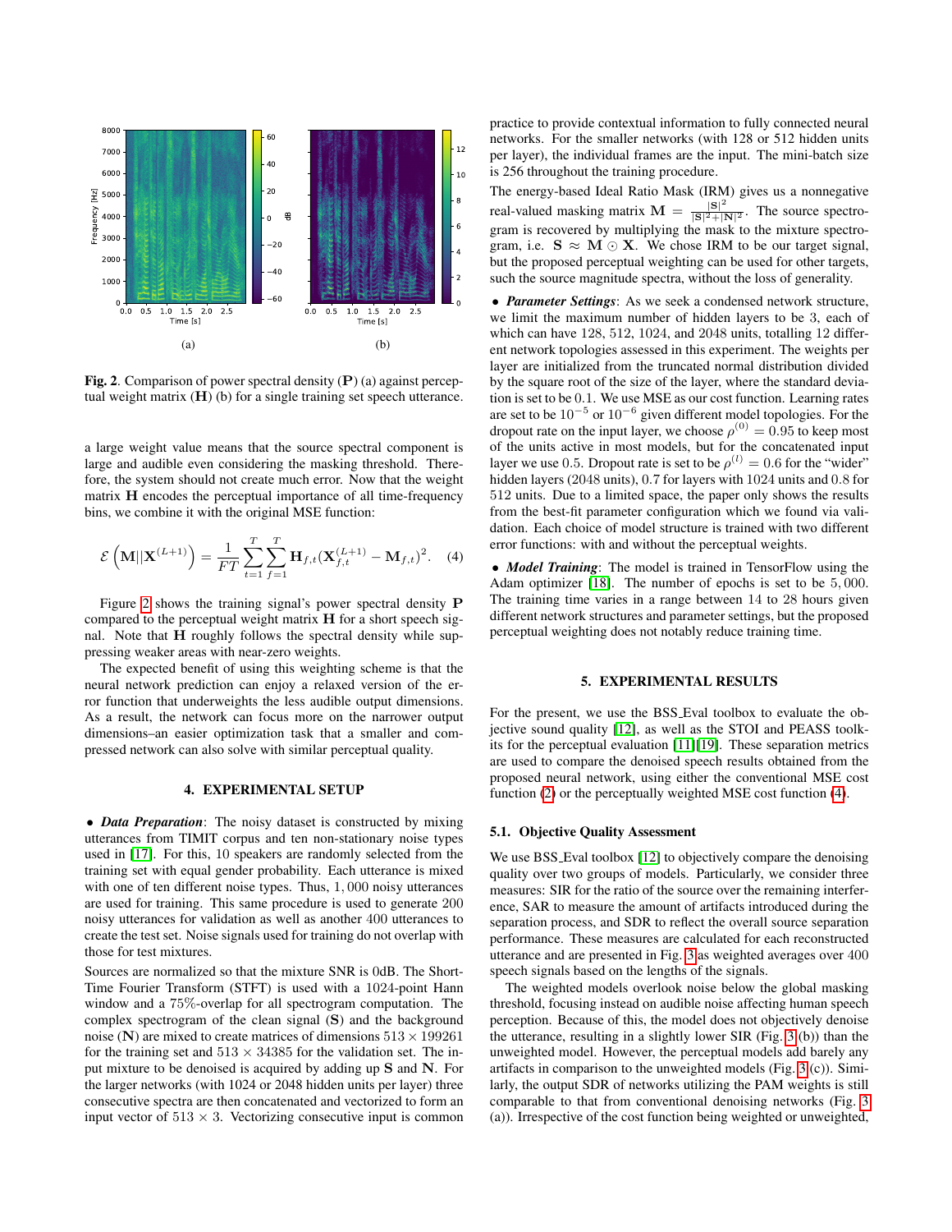Fig. 2. Comparison of power spectral density ($\mathbf{P}$) (a) against perceptual weight matrix ($\mathbf{H}$) (b) for a single training set speech utterance.

a large weight value means that the source spectral component is large and audible even considering the masking threshold. Therefore, the system should not create much error. Now that the weight matrix $\mathbf{H}$ encodes the perceptual importance of all time-frequency bins, we combine it with the original MSE function:

$$\mathcal{E}\left(\mathbf{M}||\mathbf{X}^{(L+1)}\right) = \frac{1}{FT}\sum_{t=1}^{T}\sum_{f=1}^{T}\mathbf{H}_{f,t}(\mathbf{X}^{(L+1)}_{f,t} - \mathbf{M}_{f,t})^2. \quad (4)$$

Figure 2 shows the training signal's power spectral density $\mathbf{P}$ compared to the perceptual weight matrix $\mathbf{H}$ for a short speech signal. Note that $\mathbf{H}$ roughly follows the spectral density while suppressing weaker areas with near-zero weights.

The expected benefit of using this weighting scheme is that the neural network prediction can enjoy a relaxed version of the error function that underweights the less audible output dimensions. As a result, the network can focus more on the narrower output dimensions–an easier optimization task that a smaller and compressed network can also solve with similar perceptual quality.

## 4. EXPERIMENTAL SETUP

- ***Data Preparation***: The noisy dataset is constructed by mixing utterances from TIMIT corpus and ten non-stationary noise types used in [17]. For this, 10 speakers are randomly selected from the training set with equal gender probability. Each utterance is mixed with one of ten different noise types. Thus, 1,000 noisy utterances are used for training. This same procedure is used to generate 200 noisy utterances for validation as well as another 400 utterances to create the test set. Noise signals used for training do not overlap with those for test mixtures.

Sources are normalized so that the mixture SNR is 0dB. The Short-Time Fourier Transform (STFT) is used with a 1024-point Hann window and a 75%-overlap for all spectrogram computation. The complex spectrogram of the clean signal ($\mathbf{S}$) and the background noise ($\mathbf{N}$) are mixed to create matrices of dimensions $513 \times 199261$ for the training set and $513 \times 34385$ for the validation set. The input mixture to be denoised is acquired by adding up $\mathbf{S}$ and $\mathbf{N}$. For the larger networks (with 1024 or 2048 hidden units per layer) three consecutive spectra are then concatenated and vectorized to form an input vector of $513 \times 3$. Vectorizing consecutive input is common practice to provide contextual information to fully connected neural networks. For the smaller networks (with 128 or 512 hidden units per layer), the individual frames are the input. The mini-batch size is 256 throughout the training procedure.

The energy-based Ideal Ratio Mask (IRM) gives us a nonnegative real-valued masking matrix $\mathbf{M} = \frac{|\mathbf{S}|^2}{|\mathbf{S}|^2+|\mathbf{N}|^2}$. The source spectrogram is recovered by multiplying the mask to the mixture spectrogram, i.e. $\mathbf{S} \approx \mathbf{M} \odot \mathbf{X}$. We chose IRM to be our target signal, but the proposed perceptual weighting can be used for other targets, such the source magnitude spectra, without the loss of generality.

- ***Parameter Settings***: As we seek a condensed network structure, we limit the maximum number of hidden layers to be 3, each of which can have 128, 512, 1024, and 2048 units, totalling 12 different network topologies assessed in this experiment. The weights per layer are initialized from the truncated normal distribution divided by the square root of the size of the layer, where the standard deviation is set to be 0.1. We use MSE as our cost function. Learning rates are set to be $10^{-5}$ or $10^{-6}$ given different model topologies. For the dropout rate on the input layer, we choose $\rho^{(0)} = 0.95$ to keep most of the units active in most models, but for the concatenated input layer we use 0.5. Dropout rate is set to be $\rho^{(l)} = 0.6$ for the "wider" hidden layers (2048 units), 0.7 for layers with 1024 units and 0.8 for 512 units. Due to a limited space, the paper only shows the results from the best-fit parameter configuration which we found via validation. Each choice of model structure is trained with two different error functions: with and without the perceptual weights.

- ***Model Training***: The model is trained in TensorFlow using the Adam optimizer [18]. The number of epochs is set to be 5,000. The training time varies in a range between 14 to 28 hours given different network structures and parameter settings, but the proposed perceptual weighting does not notably reduce training time.

## 5. EXPERIMENTAL RESULTS

For the present, we use the BSS_Eval toolbox to evaluate the objective sound quality [12], as well as the STOI and PEASS toolkits for the perceptual evaluation [11][19]. These separation metrics are used to compare the denoised speech results obtained from the proposed neural network, using either the conventional MSE cost function (2) or the perceptually weighted MSE cost function (4).

### 5.1. Objective Quality Assessment

We use BSS_Eval toolbox [12] to objectively compare the denoising quality over two groups of models. Particularly, we consider three measures: SIR for the ratio of the source over the remaining interference, SAR to measure the amount of artifacts introduced during the separation process, and SDR to reflect the overall source separation performance. These measures are calculated for each reconstructed utterance and are presented in Fig. 3 as weighted averages over 400 speech signals based on the lengths of the signals.

The weighted models overlook noise below the global masking threshold, focusing instead on audible noise affecting human speech perception. Because of this, the model does not objectively denoise the utterance, resulting in a slightly lower SIR (Fig. 3 (b)) than the unweighted model. However, the perceptual models add barely any artifacts in comparison to the unweighted models (Fig. 3 (c)). Similarly, the output SDR of networks utilizing the PAM weights is still comparable to that from conventional denoising networks (Fig. 3 (a)). Irrespective of the cost function being weighted or unweighted,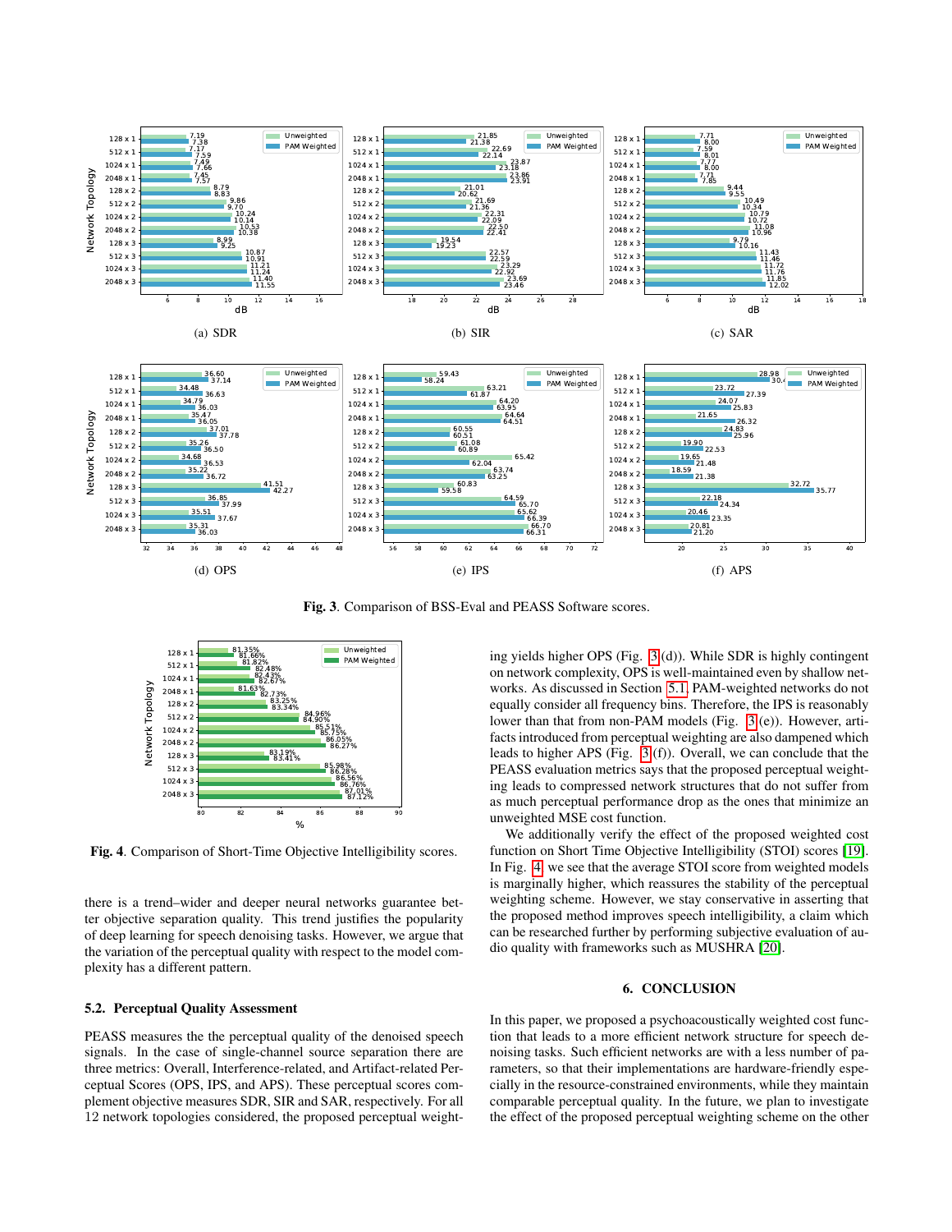(a) SDR

(b) SIR

(c) SAR

(d) OPS

(e) IPS

(f) APS

**Fig. 3**. Comparison of BSS-Eval and PEASS Software scores.

**Fig. 4**. Comparison of Short-Time Objective Intelligibility scores.

there is a trend–wider and deeper neural networks guarantee better objective separation quality. This trend justifies the popularity of deep learning for speech denoising tasks. However, we argue that the variation of the perceptual quality with respect to the model complexity has a different pattern.

### 5.2. Perceptual Quality Assessment

PEASS measures the the perceptual quality of the denoised speech signals. In the case of single-channel source separation there are three metrics: Overall, Interference-related, and Artifact-related Perceptual Scores (OPS, IPS, and APS). These perceptual scores complement objective measures SDR, SIR and SAR, respectively. For all 12 network topologies considered, the proposed perceptual weighting yields higher OPS (Fig. 3(d)). While SDR is highly contingent on network complexity, OPS is well-maintained even by shallow networks. As discussed in Section 5.1, PAM-weighted networks do not equally consider all frequency bins. Therefore, the IPS is reasonably lower than that from non-PAM models (Fig. 3(e)). However, artifacts introduced from perceptual weighting are also dampened which leads to higher APS (Fig. 3(f)). Overall, we can conclude that the PEASS evaluation metrics says that the proposed perceptual weighting leads to compressed network structures that do not suffer from as much perceptual performance drop as the ones that minimize an unweighted MSE cost function.

We additionally verify the effect of the proposed weighted cost function on Short Time Objective Intelligibility (STOI) scores [19]. In Fig. 4, we see that the average STOI score from weighted models is marginally higher, which reassures the stability of the perceptual weighting scheme. However, we stay conservative in asserting that the proposed method improves speech intelligibility, a claim which can be researched further by performing subjective evaluation of audio quality with frameworks such as MUSHRA [20].

## 6. CONCLUSION

In this paper, we proposed a psychoacoustically weighted cost function that leads to a more efficient network structure for speech denoising tasks. Such efficient networks are with a less number of parameters, so that their implementations are hardware-friendly especially in the resource-constrained environments, while they maintain comparable perceptual quality. In the future, we plan to investigate the effect of the proposed perceptual weighting scheme on the other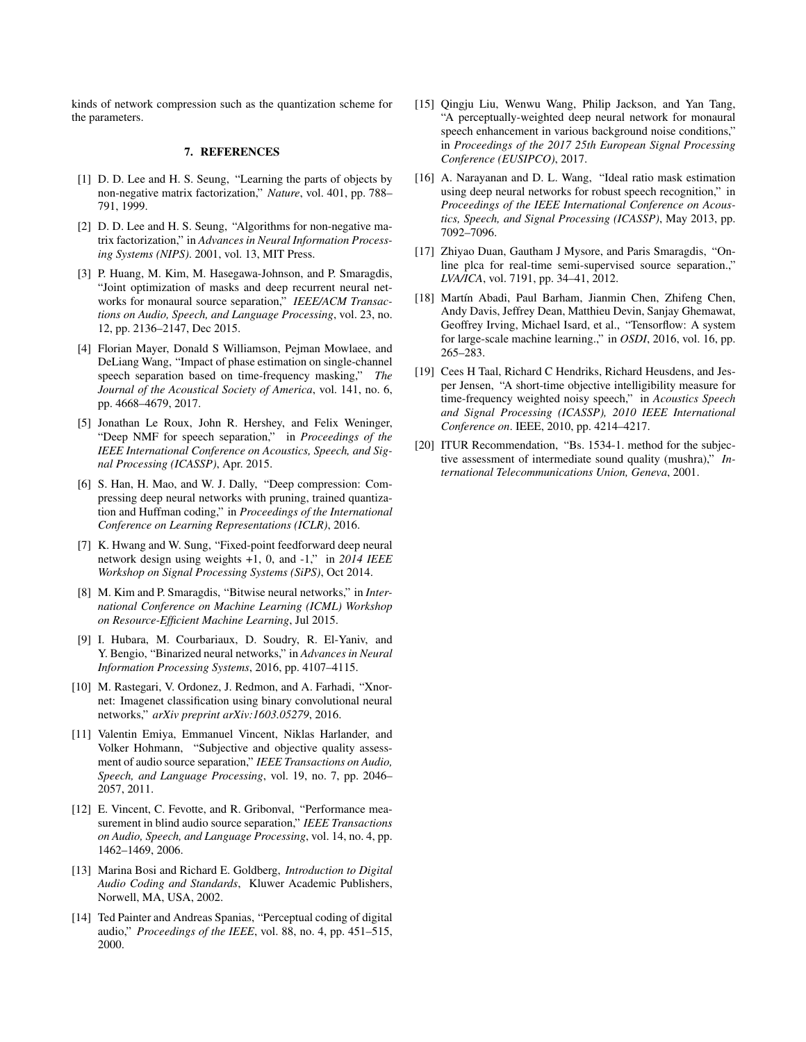kinds of network compression such as the quantization scheme for the parameters.

## 7. REFERENCES

[1] D. D. Lee and H. S. Seung, "Learning the parts of objects by non-negative matrix factorization," *Nature*, vol. 401, pp. 788–791, 1999.

[2] D. D. Lee and H. S. Seung, "Algorithms for non-negative matrix factorization," in *Advances in Neural Information Processing Systems (NIPS)*. 2001, vol. 13, MIT Press.

[3] P. Huang, M. Kim, M. Hasegawa-Johnson, and P. Smaragdis, "Joint optimization of masks and deep recurrent neural networks for monaural source separation," *IEEE/ACM Transactions on Audio, Speech, and Language Processing*, vol. 23, no. 12, pp. 2136–2147, Dec 2015.

[4] Florian Mayer, Donald S Williamson, Pejman Mowlaee, and DeLiang Wang, "Impact of phase estimation on single-channel speech separation based on time-frequency masking," *The Journal of the Acoustical Society of America*, vol. 141, no. 6, pp. 4668–4679, 2017.

[5] Jonathan Le Roux, John R. Hershey, and Felix Weninger, "Deep NMF for speech separation," in *Proceedings of the IEEE International Conference on Acoustics, Speech, and Signal Processing (ICASSP)*, Apr. 2015.

[6] S. Han, H. Mao, and W. J. Dally, "Deep compression: Compressing deep neural networks with pruning, trained quantization and Huffman coding," in *Proceedings of the International Conference on Learning Representations (ICLR)*, 2016.

[7] K. Hwang and W. Sung, "Fixed-point feedforward deep neural network design using weights +1, 0, and -1," in *2014 IEEE Workshop on Signal Processing Systems (SiPS)*, Oct 2014.

[8] M. Kim and P. Smaragdis, "Bitwise neural networks," in *International Conference on Machine Learning (ICML) Workshop on Resource-Efficient Machine Learning*, Jul 2015.

[9] I. Hubara, M. Courbariaux, D. Soudry, R. El-Yaniv, and Y. Bengio, "Binarized neural networks," in *Advances in Neural Information Processing Systems*, 2016, pp. 4107–4115.

[10] M. Rastegari, V. Ordonez, J. Redmon, and A. Farhadi, "Xnor-net: Imagenet classification using binary convolutional neural networks," *arXiv preprint arXiv:1603.05279*, 2016.

[11] Valentin Emiya, Emmanuel Vincent, Niklas Harlander, and Volker Hohmann, "Subjective and objective quality assessment of audio source separation," *IEEE Transactions on Audio, Speech, and Language Processing*, vol. 19, no. 7, pp. 2046–2057, 2011.

[12] E. Vincent, C. Fevotte, and R. Gribonval, "Performance measurement in blind audio source separation," *IEEE Transactions on Audio, Speech, and Language Processing*, vol. 14, no. 4, pp. 1462–1469, 2006.

[13] Marina Bosi and Richard E. Goldberg, *Introduction to Digital Audio Coding and Standards*, Kluwer Academic Publishers, Norwell, MA, USA, 2002.

[14] Ted Painter and Andreas Spanias, "Perceptual coding of digital audio," *Proceedings of the IEEE*, vol. 88, no. 4, pp. 451–515, 2000.

[15] Qingju Liu, Wenwu Wang, Philip Jackson, and Yan Tang, "A perceptually-weighted deep neural network for monaural speech enhancement in various background noise conditions," in *Proceedings of the 2017 25th European Signal Processing Conference (EUSIPCO)*, 2017.

[16] A. Narayanan and D. L. Wang, "Ideal ratio mask estimation using deep neural networks for robust speech recognition," in *Proceedings of the IEEE International Conference on Acoustics, Speech, and Signal Processing (ICASSP)*, May 2013, pp. 7092–7096.

[17] Zhiyao Duan, Gautham J Mysore, and Paris Smaragdis, "Online plca for real-time semi-supervised source separation.," *LVA/ICA*, vol. 7191, pp. 34–41, 2012.

[18] Martín Abadi, Paul Barham, Jianmin Chen, Zhifeng Chen, Andy Davis, Jeffrey Dean, Matthieu Devin, Sanjay Ghemawat, Geoffrey Irving, Michael Isard, et al., "Tensorflow: A system for large-scale machine learning.," in *OSDI*, 2016, vol. 16, pp. 265–283.

[19] Cees H Taal, Richard C Hendriks, Richard Heusdens, and Jesper Jensen, "A short-time objective intelligibility measure for time-frequency weighted noisy speech," in *Acoustics Speech and Signal Processing (ICASSP), 2010 IEEE International Conference on*. IEEE, 2010, pp. 4214–4217.

[20] ITUR Recommendation, "Bs. 1534-1. method for the subjective assessment of intermediate sound quality (mushra)," *International Telecommunications Union, Geneva*, 2001.